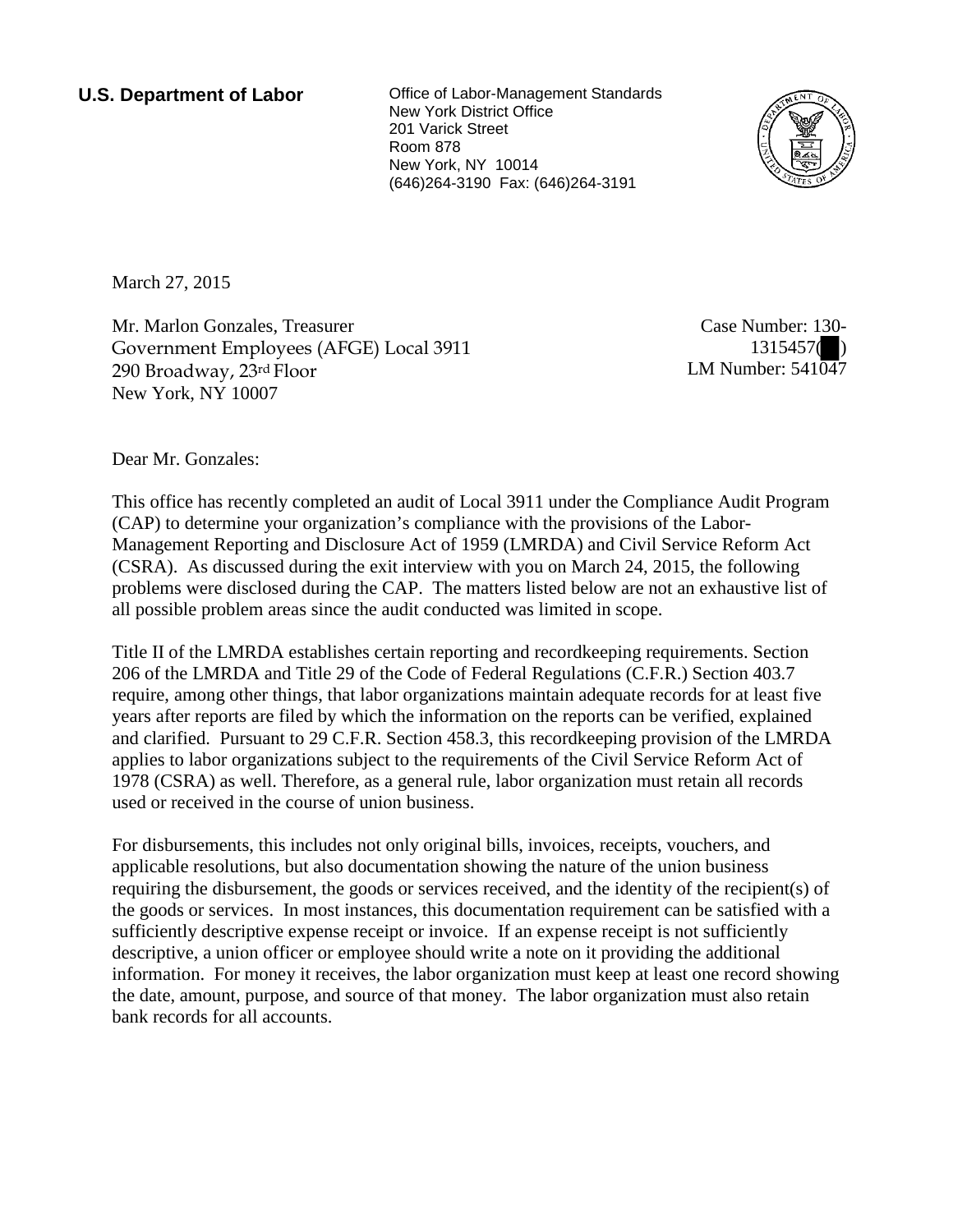**U.S. Department of Labor**

Office of Labor-Management Standards
New York District Office
201 Varick Street
Room 878
New York, NY 10014
(646)264-3190 Fax: (646)264-3191

March 27, 2015

Mr. Marlon Gonzales, Treasurer
Government Employees (AFGE) Local 3911
290 Broadway, 23rd Floor
New York, NY 10007

Case Number: 130-1315457( )
LM Number: 541047

Dear Mr. Gonzales:

This office has recently completed an audit of Local 3911 under the Compliance Audit Program (CAP) to determine your organization's compliance with the provisions of the Labor-Management Reporting and Disclosure Act of 1959 (LMRDA) and Civil Service Reform Act (CSRA). As discussed during the exit interview with you on March 24, 2015, the following problems were disclosed during the CAP. The matters listed below are not an exhaustive list of all possible problem areas since the audit conducted was limited in scope.

Title II of the LMRDA establishes certain reporting and recordkeeping requirements. Section 206 of the LMRDA and Title 29 of the Code of Federal Regulations (C.F.R.) Section 403.7 require, among other things, that labor organizations maintain adequate records for at least five years after reports are filed by which the information on the reports can be verified, explained and clarified. Pursuant to 29 C.F.R. Section 458.3, this recordkeeping provision of the LMRDA applies to labor organizations subject to the requirements of the Civil Service Reform Act of 1978 (CSRA) as well. Therefore, as a general rule, labor organization must retain all records used or received in the course of union business.

For disbursements, this includes not only original bills, invoices, receipts, vouchers, and applicable resolutions, but also documentation showing the nature of the union business requiring the disbursement, the goods or services received, and the identity of the recipient(s) of the goods or services. In most instances, this documentation requirement can be satisfied with a sufficiently descriptive expense receipt or invoice. If an expense receipt is not sufficiently descriptive, a union officer or employee should write a note on it providing the additional information. For money it receives, the labor organization must keep at least one record showing the date, amount, purpose, and source of that money. The labor organization must also retain bank records for all accounts.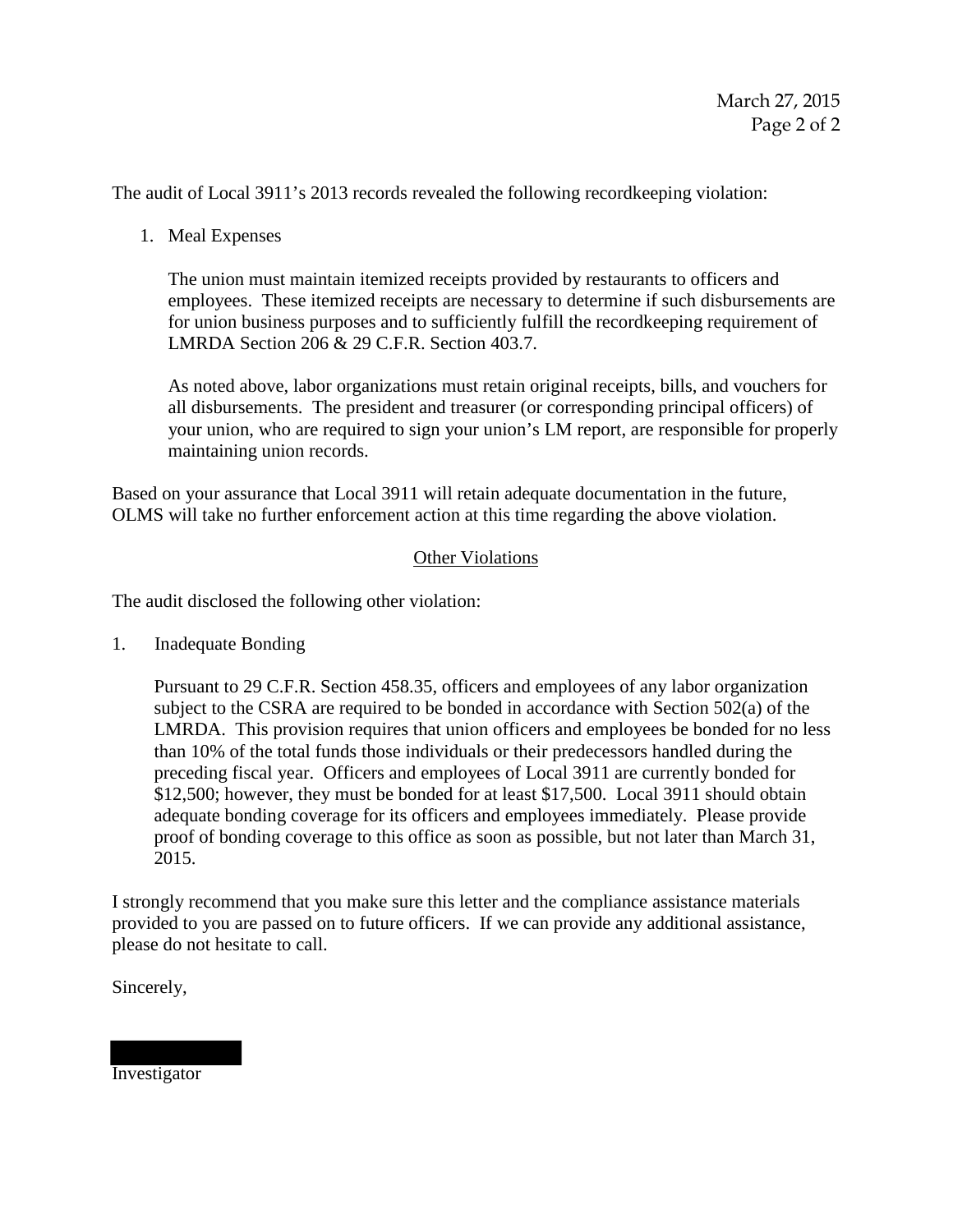The audit of Local 3911's 2013 records revealed the following recordkeeping violation:

1. Meal Expenses

   The union must maintain itemized receipts provided by restaurants to officers and employees. These itemized receipts are necessary to determine if such disbursements are for union business purposes and to sufficiently fulfill the recordkeeping requirement of LMRDA Section 206 & 29 C.F.R. Section 403.7.

   As noted above, labor organizations must retain original receipts, bills, and vouchers for all disbursements. The president and treasurer (or corresponding principal officers) of your union, who are required to sign your union's LM report, are responsible for properly maintaining union records.

Based on your assurance that Local 3911 will retain adequate documentation in the future, OLMS will take no further enforcement action at this time regarding the above violation.

## Other Violations

The audit disclosed the following other violation:

1. Inadequate Bonding

   Pursuant to 29 C.F.R. Section 458.35, officers and employees of any labor organization subject to the CSRA are required to be bonded in accordance with Section 502(a) of the LMRDA. This provision requires that union officers and employees be bonded for no less than 10% of the total funds those individuals or their predecessors handled during the preceding fiscal year. Officers and employees of Local 3911 are currently bonded for $12,500; however, they must be bonded for at least $17,500. Local 3911 should obtain adequate bonding coverage for its officers and employees immediately. Please provide proof of bonding coverage to this office as soon as possible, but not later than March 31, 2015.

I strongly recommend that you make sure this letter and the compliance assistance materials provided to you are passed on to future officers. If we can provide any additional assistance, please do not hesitate to call.

Sincerely,

Investigator